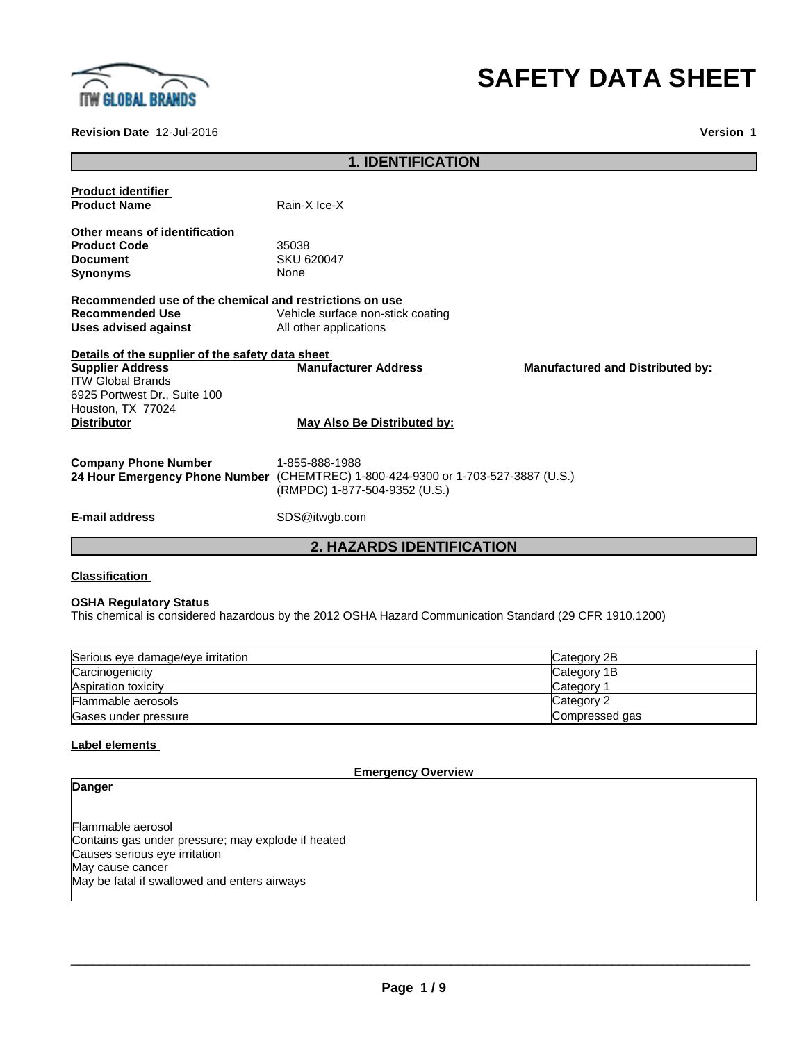# SAFETY DATA SHEET

**Revision Date** 12-Jul-2016 **Version** 1

## 1. IDENTIFICATION

**Product identifier**

**Product Name** Rain-X Ice-X

**Other means of identification**

**Product Code** 35038
**Document** SKU 620047
**Synonyms** None

**Recommended use of the chemical and restrictions on use**

**Recommended Use** Vehicle surface non-stick coating
**Uses advised against** All other applications

**Details of the supplier of the safety data sheet**

**Supplier Address**
ITW Global Brands
6925 Portwest Dr., Suite 100
Houston, TX 77024

**Manufacturer Address**

**Manufactured and Distributed by:**

**Distributor**

**May Also Be Distributed by:**

**Company Phone Number** 1-855-888-1988
**24 Hour Emergency Phone Number** (CHEMTREC) 1-800-424-9300 or 1-703-527-3887 (U.S.)
(RMPDC) 1-877-504-9352 (U.S.)

**E-mail address** SDS@itwgb.com

## 2. HAZARDS IDENTIFICATION

**Classification**

**OSHA Regulatory Status**
This chemical is considered hazardous by the 2012 OSHA Hazard Communication Standard (29 CFR 1910.1200)

| Hazard | Category |
|---|---|
| Serious eye damage/eye irritation | Category 2B |
| Carcinogenicity | Category 1B |
| Aspiration toxicity | Category 1 |
| Flammable aerosols | Category 2 |
| Gases under pressure | Compressed gas |

**Label elements**

**Emergency Overview**

**Danger**

Flammable aerosol
Contains gas under pressure; may explode if heated
Causes serious eye irritation
May cause cancer
May be fatal if swallowed and enters airways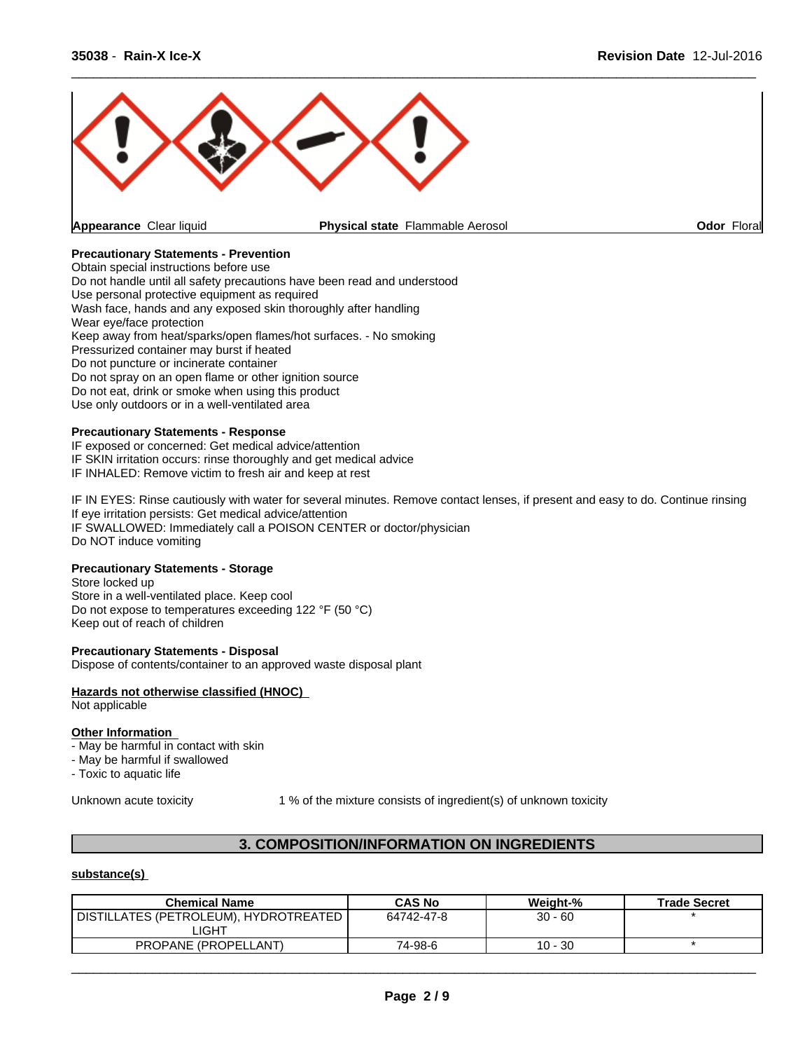**Appearance** Clear liquid | **Physical state** Flammable Aerosol | **Odor** Floral

**Precautionary Statements - Prevention**
Obtain special instructions before use
Do not handle until all safety precautions have been read and understood
Use personal protective equipment as required
Wash face, hands and any exposed skin thoroughly after handling
Wear eye/face protection
Keep away from heat/sparks/open flames/hot surfaces. - No smoking
Pressurized container may burst if heated
Do not puncture or incinerate container
Do not spray on an open flame or other ignition source
Do not eat, drink or smoke when using this product
Use only outdoors or in a well-ventilated area

**Precautionary Statements - Response**
IF exposed or concerned: Get medical advice/attention
IF SKIN irritation occurs: rinse thoroughly and get medical advice
IF INHALED: Remove victim to fresh air and keep at rest

IF IN EYES: Rinse cautiously with water for several minutes. Remove contact lenses, if present and easy to do. Continue rinsing
If eye irritation persists: Get medical advice/attention
IF SWALLOWED: Immediately call a POISON CENTER or doctor/physician
Do NOT induce vomiting

**Precautionary Statements - Storage**
Store locked up
Store in a well-ventilated place. Keep cool
Do not expose to temperatures exceeding 122 °F (50 °C)
Keep out of reach of children

**Precautionary Statements - Disposal**
Dispose of contents/container to an approved waste disposal plant

**Hazards not otherwise classified (HNOC)**
Not applicable

**Other Information**
- May be harmful in contact with skin
- May be harmful if swallowed
- Toxic to aquatic life

Unknown acute toxicity    1 % of the mixture consists of ingredient(s) of unknown toxicity

## 3. COMPOSITION/INFORMATION ON INGREDIENTS

**substance(s)**

| Chemical Name | CAS No | Weight-% | Trade Secret |
|---|---|---|---|
| DISTILLATES (PETROLEUM), HYDROTREATED LIGHT | 64742-47-8 | 30 - 60 | * |
| PROPANE (PROPELLANT) | 74-98-6 | 10 - 30 | * |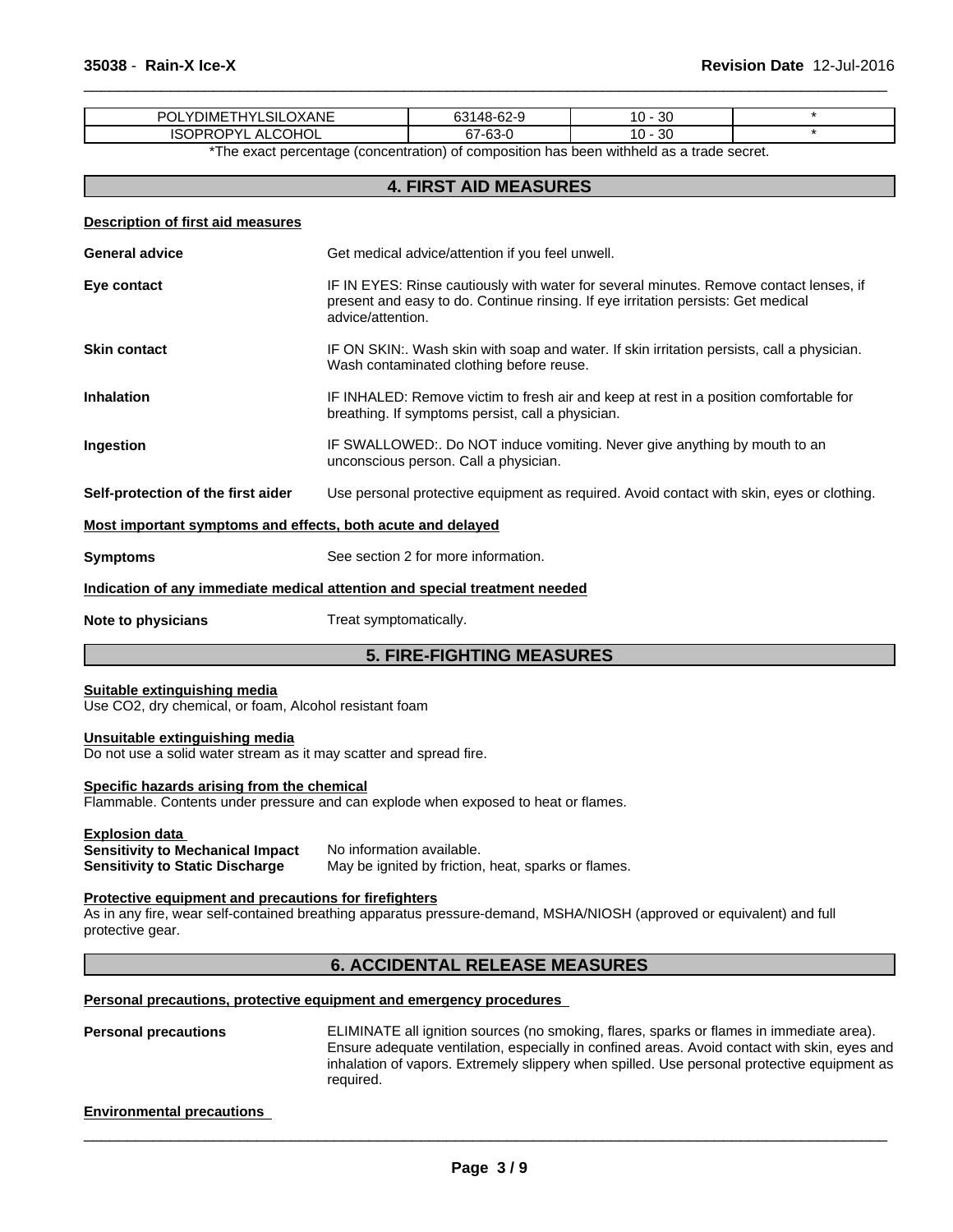| POLYDIMETHYLSILOXANE | 63148-62-9 | 10 - 30 | * |
|---|---|---|---|
| ISOPROPYL ALCOHOL | 67-63-0 | 10 - 30 | * |

*The exact percentage (concentration) of composition has been withheld as a trade secret.

## 4. FIRST AID MEASURES

**Description of first aid measures**

**General advice** Get medical advice/attention if you feel unwell.

**Eye contact** IF IN EYES: Rinse cautiously with water for several minutes. Remove contact lenses, if present and easy to do. Continue rinsing. If eye irritation persists: Get medical advice/attention.

**Skin contact** IF ON SKIN:. Wash skin with soap and water. If skin irritation persists, call a physician. Wash contaminated clothing before reuse.

**Inhalation** IF INHALED: Remove victim to fresh air and keep at rest in a position comfortable for breathing. If symptoms persist, call a physician.

**Ingestion** IF SWALLOWED:. Do NOT induce vomiting. Never give anything by mouth to an unconscious person. Call a physician.

**Self-protection of the first aider** Use personal protective equipment as required. Avoid contact with skin, eyes or clothing.

**Most important symptoms and effects, both acute and delayed**

**Symptoms** See section 2 for more information.

**Indication of any immediate medical attention and special treatment needed**

**Note to physicians** Treat symptomatically.

## 5. FIRE-FIGHTING MEASURES

**Suitable extinguishing media**
Use CO2, dry chemical, or foam, Alcohol resistant foam

**Unsuitable extinguishing media**
Do not use a solid water stream as it may scatter and spread fire.

**Specific hazards arising from the chemical**
Flammable. Contents under pressure and can explode when exposed to heat or flames.

**Explosion data**
**Sensitivity to Mechanical Impact** No information available.
**Sensitivity to Static Discharge** May be ignited by friction, heat, sparks or flames.

**Protective equipment and precautions for firefighters**
As in any fire, wear self-contained breathing apparatus pressure-demand, MSHA/NIOSH (approved or equivalent) and full protective gear.

## 6. ACCIDENTAL RELEASE MEASURES

**Personal precautions, protective equipment and emergency procedures**

**Personal precautions** ELIMINATE all ignition sources (no smoking, flares, sparks or flames in immediate area). Ensure adequate ventilation, especially in confined areas. Avoid contact with skin, eyes and inhalation of vapors. Extremely slippery when spilled. Use personal protective equipment as required.

**Environmental precautions**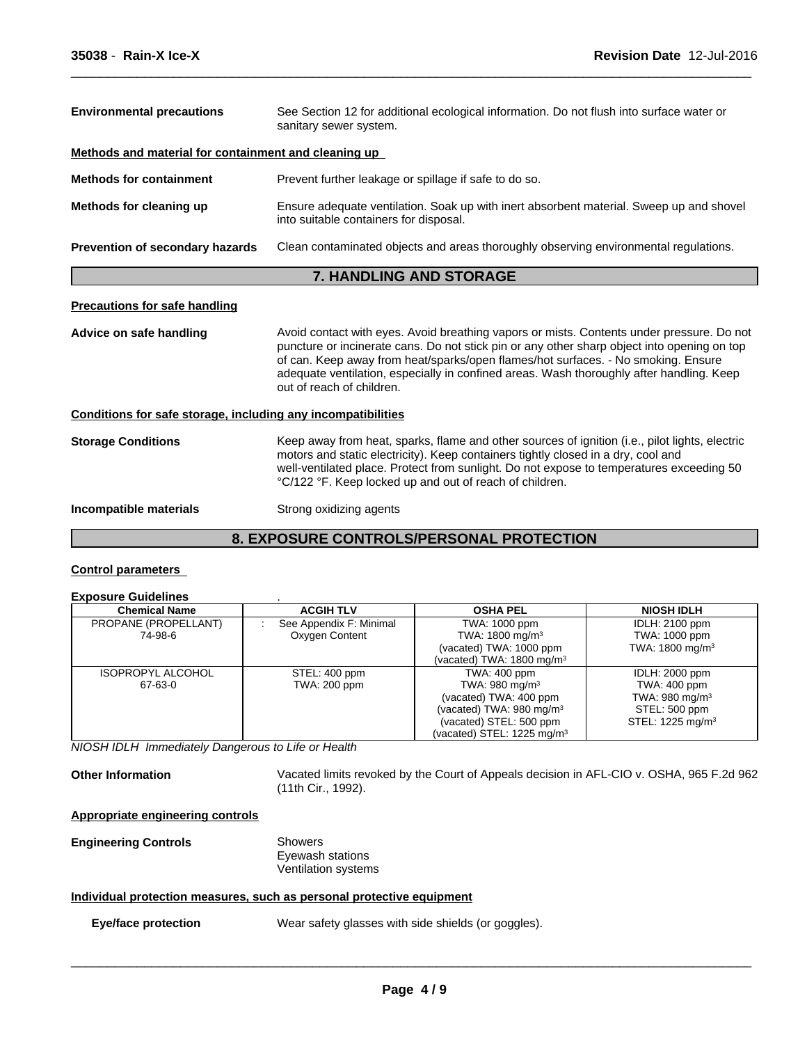**Environmental precautions** See Section 12 for additional ecological information. Do not flush into surface water or sanitary sewer system.

**Methods and material for containment and cleaning up**

**Methods for containment** Prevent further leakage or spillage if safe to do so.

**Methods for cleaning up** Ensure adequate ventilation. Soak up with inert absorbent material. Sweep up and shovel into suitable containers for disposal.

**Prevention of secondary hazards** Clean contaminated objects and areas thoroughly observing environmental regulations.

## 7. HANDLING AND STORAGE

**Precautions for safe handling**

**Advice on safe handling** Avoid contact with eyes. Avoid breathing vapors or mists. Contents under pressure. Do not puncture or incinerate cans. Do not stick pin or any other sharp object into opening on top of can. Keep away from heat/sparks/open flames/hot surfaces. - No smoking. Ensure adequate ventilation, especially in confined areas. Wash thoroughly after handling. Keep out of reach of children.

**Conditions for safe storage, including any incompatibilities**

**Storage Conditions** Keep away from heat, sparks, flame and other sources of ignition (i.e., pilot lights, electric motors and static electricity). Keep containers tightly closed in a dry, cool and well-ventilated place. Protect from sunlight. Do not expose to temperatures exceeding 50 °C/122 °F. Keep locked up and out of reach of children.

**Incompatible materials** Strong oxidizing agents

## 8. EXPOSURE CONTROLS/PERSONAL PROTECTION

**Control parameters**

**Exposure Guidelines** .

| Chemical Name | ACGIH TLV | OSHA PEL | NIOSH IDLH |
|---|---|---|---|
| PROPANE (PROPELLANT)<br>74-98-6 | : See Appendix F: Minimal Oxygen Content | TWA: 1000 ppm<br>TWA: 1800 mg/m³<br>(vacated) TWA: 1000 ppm<br>(vacated) TWA: 1800 mg/m³ | IDLH: 2100 ppm<br>TWA: 1000 ppm<br>TWA: 1800 mg/m³ |
| ISOPROPYL ALCOHOL<br>67-63-0 | STEL: 400 ppm<br>TWA: 200 ppm | TWA: 400 ppm<br>TWA: 980 mg/m³<br>(vacated) TWA: 400 ppm<br>(vacated) TWA: 980 mg/m³<br>(vacated) STEL: 500 ppm<br>(vacated) STEL: 1225 mg/m³ | IDLH: 2000 ppm<br>TWA: 400 ppm<br>TWA: 980 mg/m³<br>STEL: 500 ppm<br>STEL: 1225 mg/m³ |

*NIOSH IDLH Immediately Dangerous to Life or Health*

**Other Information** Vacated limits revoked by the Court of Appeals decision in AFL-CIO v. OSHA, 965 F.2d 962 (11th Cir., 1992).

**Appropriate engineering controls**

**Engineering Controls** Showers
Eyewash stations
Ventilation systems

**Individual protection measures, such as personal protective equipment**

**Eye/face protection** Wear safety glasses with side shields (or goggles).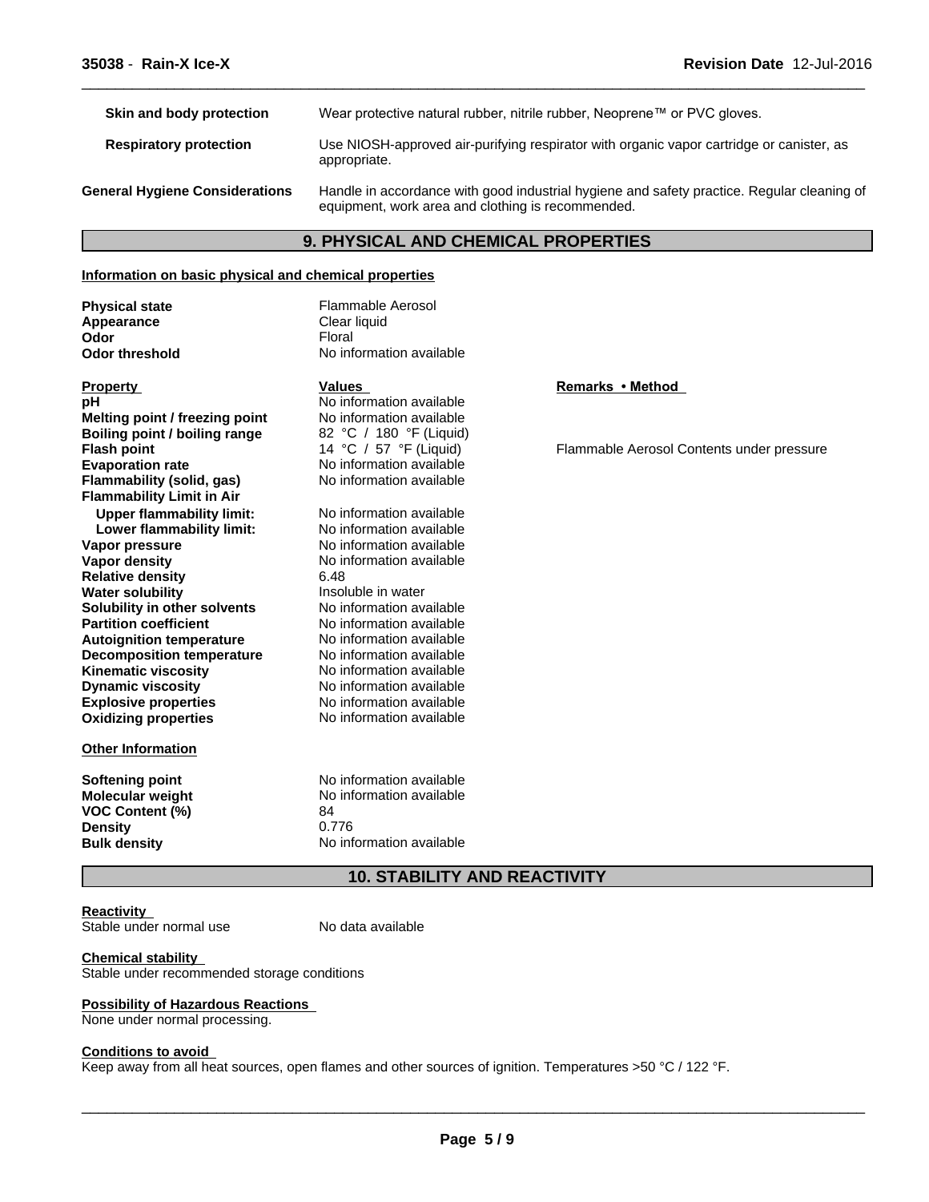| | |
|---|---|
| **Skin and body protection** | Wear protective natural rubber, nitrile rubber, Neoprene™ or PVC gloves. |
| **Respiratory protection** | Use NIOSH-approved air-purifying respirator with organic vapor cartridge or canister, as appropriate. |
| **General Hygiene Considerations** | Handle in accordance with good industrial hygiene and safety practice. Regular cleaning of equipment, work area and clothing is recommended. |

## 9. PHYSICAL AND CHEMICAL PROPERTIES

### Information on basic physical and chemical properties

| | |
|---|---|
| **Physical state** | Flammable Aerosol |
| **Appearance** | Clear liquid |
| **Odor** | Floral |
| **Odor threshold** | No information available |

| Property | Values | Remarks • Method |
|---|---|---|
| **pH** | No information available | |
| **Melting point / freezing point** | No information available | |
| **Boiling point / boiling range** | 82 °C / 180 °F (Liquid) | |
| **Flash point** | 14 °C / 57 °F (Liquid) | Flammable Aerosol Contents under pressure |
| **Evaporation rate** | No information available | |
| **Flammability (solid, gas)** | No information available | |
| **Flammability Limit in Air** | | |
| **Upper flammability limit:** | No information available | |
| **Lower flammability limit:** | No information available | |
| **Vapor pressure** | No information available | |
| **Vapor density** | No information available | |
| **Relative density** | 6.48 | |
| **Water solubility** | Insoluble in water | |
| **Solubility in other solvents** | No information available | |
| **Partition coefficient** | No information available | |
| **Autoignition temperature** | No information available | |
| **Decomposition temperature** | No information available | |
| **Kinematic viscosity** | No information available | |
| **Dynamic viscosity** | No information available | |
| **Explosive properties** | No information available | |
| **Oxidizing properties** | No information available | |

### Other Information

| | |
|---|---|
| **Softening point** | No information available |
| **Molecular weight** | No information available |
| **VOC Content (%)** | 84 |
| **Density** | 0.776 |
| **Bulk density** | No information available |

## 10. STABILITY AND REACTIVITY

**Reactivity**
Stable under normal use — No data available

**Chemical stability**
Stable under recommended storage conditions

**Possibility of Hazardous Reactions**
None under normal processing.

**Conditions to avoid**
Keep away from all heat sources, open flames and other sources of ignition. Temperatures >50 °C / 122 °F.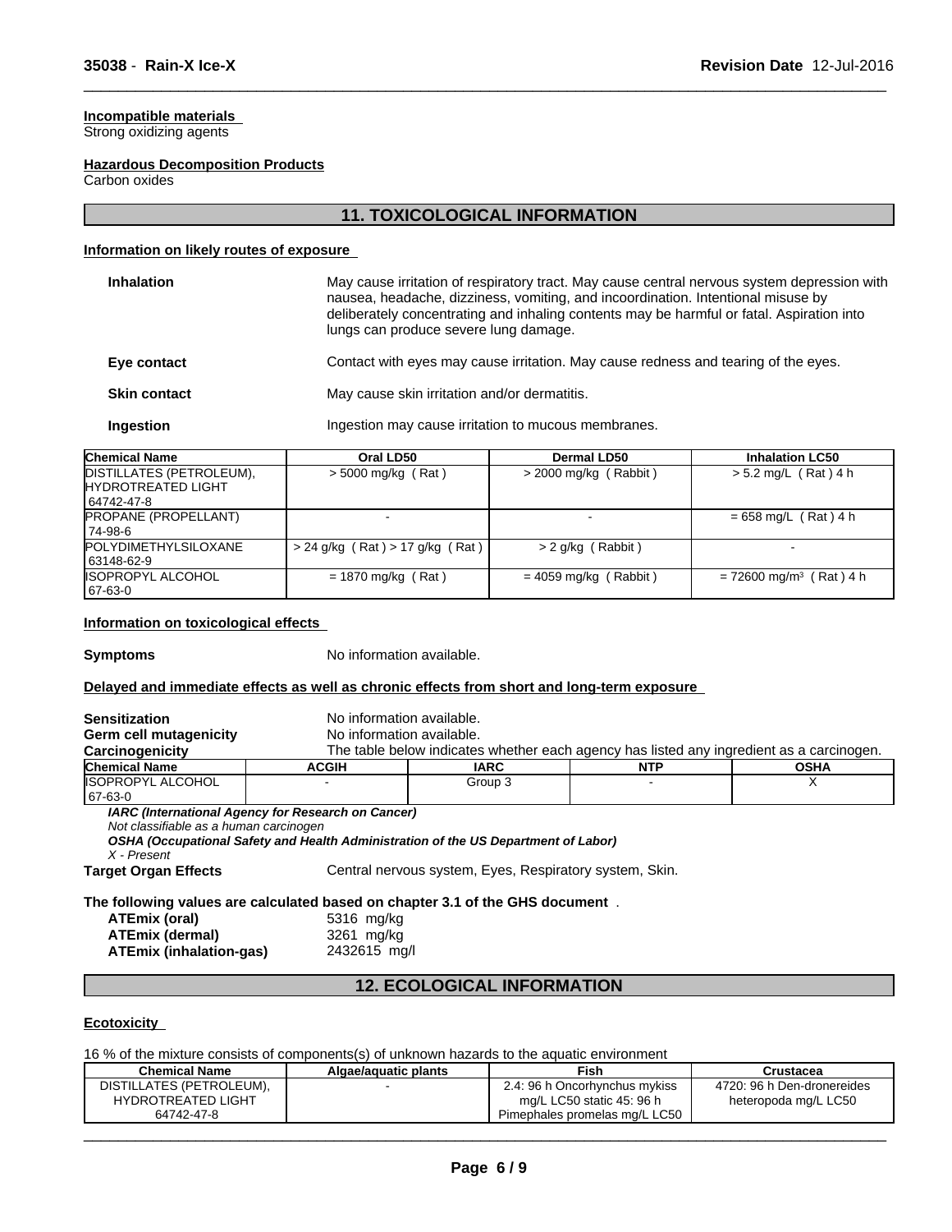**Incompatible materials**
Strong oxidizing agents

**Hazardous Decomposition Products**
Carbon oxides

## 11. TOXICOLOGICAL INFORMATION

**Information on likely routes of exposure**

| | |
|---|---|
| **Inhalation** | May cause irritation of respiratory tract. May cause central nervous system depression with nausea, headache, dizziness, vomiting, and incoordination. Intentional misuse by deliberately concentrating and inhaling contents may be harmful or fatal. Aspiration into lungs can produce severe lung damage. |
| **Eye contact** | Contact with eyes may cause irritation. May cause redness and tearing of the eyes. |
| **Skin contact** | May cause skin irritation and/or dermatitis. |
| **Ingestion** | Ingestion may cause irritation to mucous membranes. |

| Chemical Name | Oral LD50 | Dermal LD50 | Inhalation LC50 |
|---|---|---|---|
| DISTILLATES (PETROLEUM), HYDROTREATED LIGHT 64742-47-8 | > 5000 mg/kg ( Rat ) | > 2000 mg/kg ( Rabbit ) | > 5.2 mg/L ( Rat ) 4 h |
| PROPANE (PROPELLANT) 74-98-6 | - | - | = 658 mg/L ( Rat ) 4 h |
| POLYDIMETHYLSILOXANE 63148-62-9 | > 24 g/kg ( Rat ) > 17 g/kg ( Rat ) | > 2 g/kg ( Rabbit ) | - |
| ISOPROPYL ALCOHOL 67-63-0 | = 1870 mg/kg ( Rat ) | = 4059 mg/kg ( Rabbit ) | = 72600 mg/m³ ( Rat ) 4 h |

**Information on toxicological effects**

**Symptoms** No information available.

**Delayed and immediate effects as well as chronic effects from short and long-term exposure**

**Sensitization** No information available.
**Germ cell mutagenicity** No information available.
**Carcinogenicity** The table below indicates whether each agency has listed any ingredient as a carcinogen.

| Chemical Name | ACGIH | IARC | NTP | OSHA |
|---|---|---|---|---|
| ISOPROPYL ALCOHOL 67-63-0 | - | Group 3 | - | X |

***IARC (International Agency for Research on Cancer)***
*Not classifiable as a human carcinogen*
***OSHA (Occupational Safety and Health Administration of the US Department of Labor)***
*X - Present*

**Target Organ Effects** Central nervous system, Eyes, Respiratory system, Skin.

**The following values are calculated based on chapter 3.1 of the GHS document** .

| | |
|---|---|
| **ATEmix (oral)** | 5316 mg/kg |
| **ATEmix (dermal)** | 3261 mg/kg |
| **ATEmix (inhalation-gas)** | 2432615 mg/l |

## 12. ECOLOGICAL INFORMATION

**Ecotoxicity**

16 % of the mixture consists of components(s) of unknown hazards to the aquatic environment

| Chemical Name | Algae/aquatic plants | Fish | Crustacea |
|---|---|---|---|
| DISTILLATES (PETROLEUM), HYDROTREATED LIGHT 64742-47-8 | - | 2.4: 96 h Oncorhynchus mykiss mg/L LC50 static 45: 96 h Pimephales promelas mg/L LC50 | 4720: 96 h Den-dronereides heteropoda mg/L LC50 |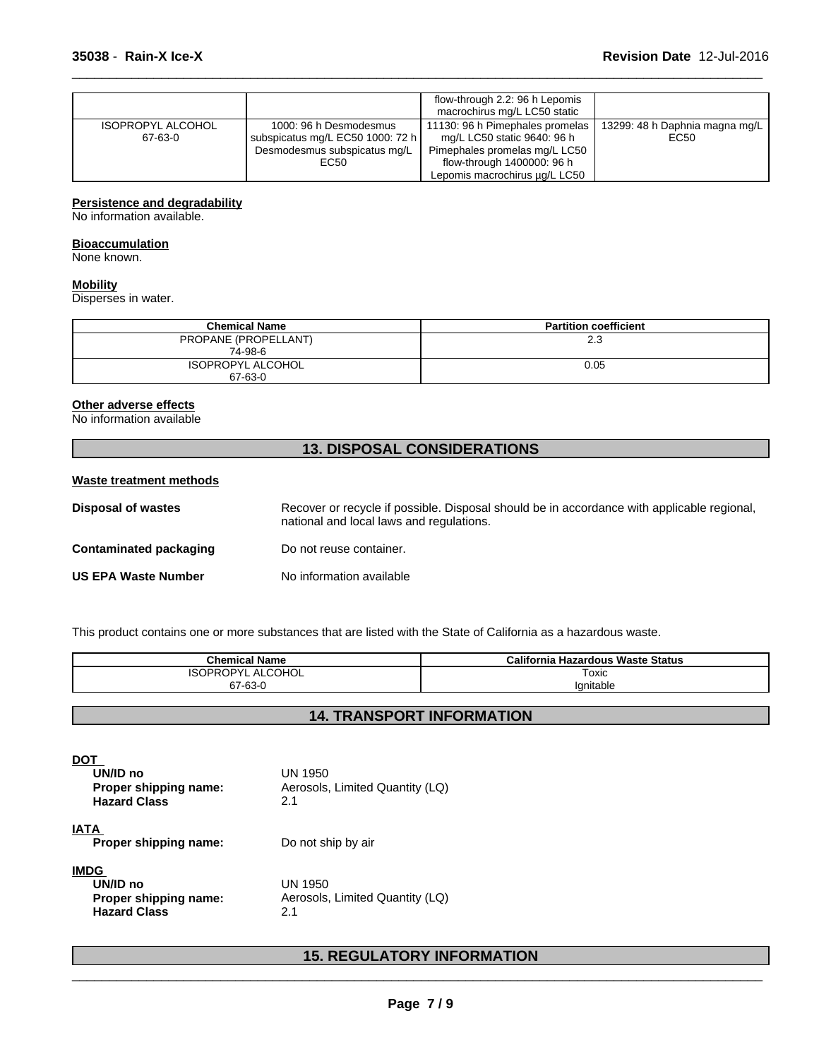|  |  | flow-through 2.2: 96 h Lepomis macrochirus mg/L LC50 static |  |
| --- | --- | --- | --- |
| ISOPROPYL ALCOHOL 67-63-0 | 1000: 96 h Desmodesmus subspicatus mg/L EC50 1000: 72 h Desmodesmus subspicatus mg/L EC50 | 11130: 96 h Pimephales promelas mg/L LC50 static 9640: 96 h Pimephales promelas mg/L LC50 flow-through 1400000: 96 h Lepomis macrochirus µg/L LC50 | 13299: 48 h Daphnia magna mg/L EC50 |

**Persistence and degradability**
No information available.

**Bioaccumulation**
None known.

**Mobility**
Disperses in water.

| Chemical Name | Partition coefficient |
| --- | --- |
| PROPANE (PROPELLANT) 74-98-6 | 2.3 |
| ISOPROPYL ALCOHOL 67-63-0 | 0.05 |

**Other adverse effects**
No information available

## 13. DISPOSAL CONSIDERATIONS

**Waste treatment methods**

**Disposal of wastes** Recover or recycle if possible. Disposal should be in accordance with applicable regional, national and local laws and regulations.

**Contaminated packaging** Do not reuse container.

**US EPA Waste Number** No information available

This product contains one or more substances that are listed with the State of California as a hazardous waste.

| Chemical Name | California Hazardous Waste Status |
| --- | --- |
| ISOPROPYL ALCOHOL 67-63-0 | Toxic Ignitable |

## 14. TRANSPORT INFORMATION

**DOT**
- **UN/ID no** UN 1950
- **Proper shipping name:** Aerosols, Limited Quantity (LQ)
- **Hazard Class** 2.1

**IATA**
- **Proper shipping name:** Do not ship by air

**IMDG**
- **UN/ID no** UN 1950
- **Proper shipping name:** Aerosols, Limited Quantity (LQ)
- **Hazard Class** 2.1

## 15. REGULATORY INFORMATION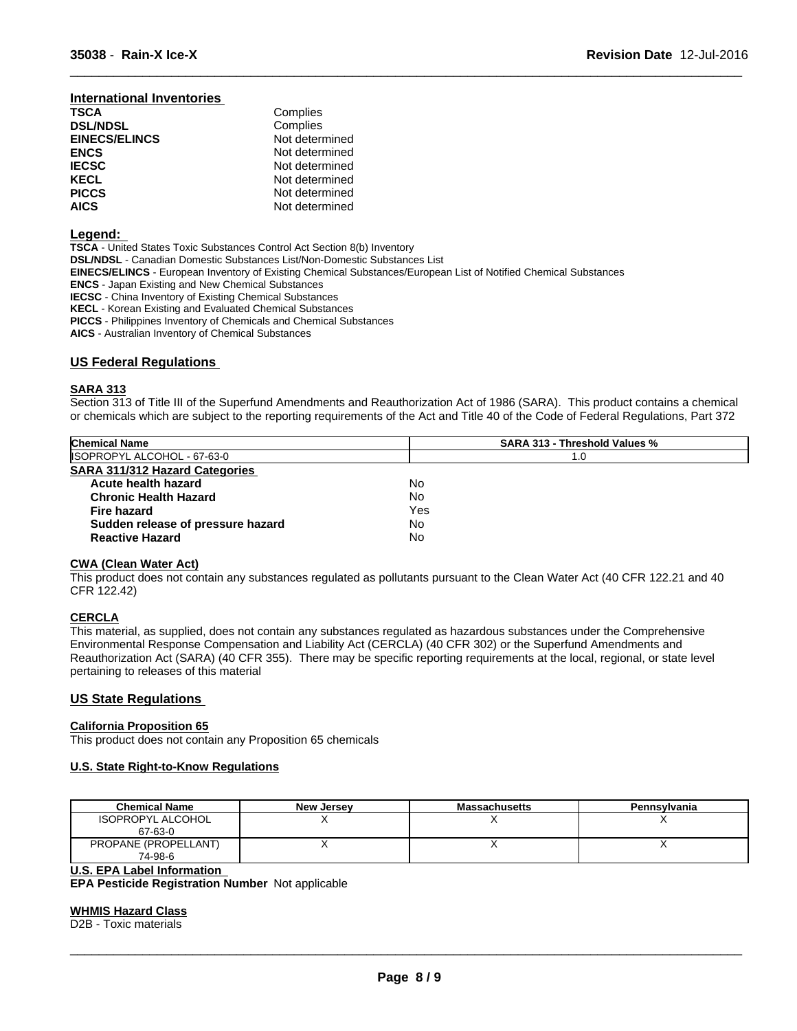## International Inventories

| | |
|---|---|
| **TSCA** | Complies |
| **DSL/NDSL** | Complies |
| **EINECS/ELINCS** | Not determined |
| **ENCS** | Not determined |
| **IECSC** | Not determined |
| **KECL** | Not determined |
| **PICCS** | Not determined |
| **AICS** | Not determined |

**Legend:**

**TSCA** - United States Toxic Substances Control Act Section 8(b) Inventory
**DSL/NDSL** - Canadian Domestic Substances List/Non-Domestic Substances List
**EINECS/ELINCS** - European Inventory of Existing Chemical Substances/European List of Notified Chemical Substances
**ENCS** - Japan Existing and New Chemical Substances
**IECSC** - China Inventory of Existing Chemical Substances
**KECL** - Korean Existing and Evaluated Chemical Substances
**PICCS** - Philippines Inventory of Chemicals and Chemical Substances
**AICS** - Australian Inventory of Chemical Substances

## US Federal Regulations

### SARA 313

Section 313 of Title III of the Superfund Amendments and Reauthorization Act of 1986 (SARA). This product contains a chemical or chemicals which are subject to the reporting requirements of the Act and Title 40 of the Code of Federal Regulations, Part 372

| Chemical Name | SARA 313 - Threshold Values % |
|---|---|
| ISOPROPYL ALCOHOL - 67-63-0 | 1.0 |

### SARA 311/312 Hazard Categories

| | |
|---|---|
| **Acute health hazard** | No |
| **Chronic Health Hazard** | No |
| **Fire hazard** | Yes |
| **Sudden release of pressure hazard** | No |
| **Reactive Hazard** | No |

### CWA (Clean Water Act)

This product does not contain any substances regulated as pollutants pursuant to the Clean Water Act (40 CFR 122.21 and 40 CFR 122.42)

### CERCLA

This material, as supplied, does not contain any substances regulated as hazardous substances under the Comprehensive Environmental Response Compensation and Liability Act (CERCLA) (40 CFR 302) or the Superfund Amendments and Reauthorization Act (SARA) (40 CFR 355). There may be specific reporting requirements at the local, regional, or state level pertaining to releases of this material

## US State Regulations

### California Proposition 65

This product does not contain any Proposition 65 chemicals

### U.S. State Right-to-Know Regulations

| Chemical Name | New Jersey | Massachusetts | Pennsylvania |
|---|---|---|---|
| ISOPROPYL ALCOHOL 67-63-0 | X | X | X |
| PROPANE (PROPELLANT) 74-98-6 | X | X | X |

### U.S. EPA Label Information

**EPA Pesticide Registration Number** Not applicable

### WHMIS Hazard Class

D2B - Toxic materials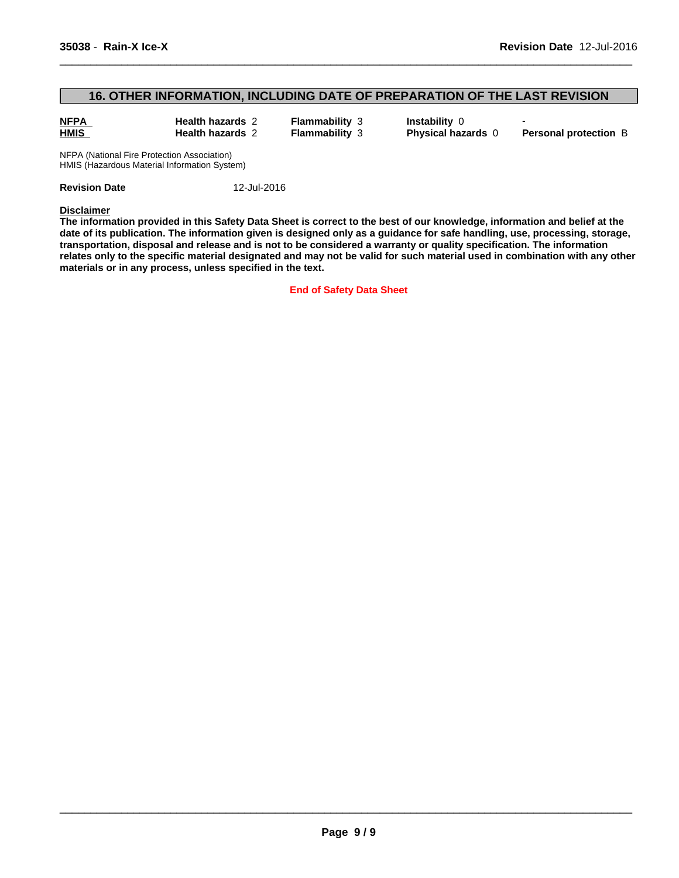## 16. OTHER INFORMATION, INCLUDING DATE OF PREPARATION OF THE LAST REVISION

| | | | | |
|---|---|---|---|---|
| **NFPA** | **Health hazards** 2 | **Flammability** 3 | **Instability** 0 | - |
| **HMIS** | **Health hazards** 2 | **Flammability** 3 | **Physical hazards** 0 | **Personal protection** B |

NFPA (National Fire Protection Association)
HMIS (Hazardous Material Information System)

**Revision Date** 12-Jul-2016

**Disclaimer**

**The information provided in this Safety Data Sheet is correct to the best of our knowledge, information and belief at the date of its publication. The information given is designed only as a guidance for safe handling, use, processing, storage, transportation, disposal and release and is not to be considered a warranty or quality specification. The information relates only to the specific material designated and may not be valid for such material used in combination with any other materials or in any process, unless specified in the text.**

**End of Safety Data Sheet**